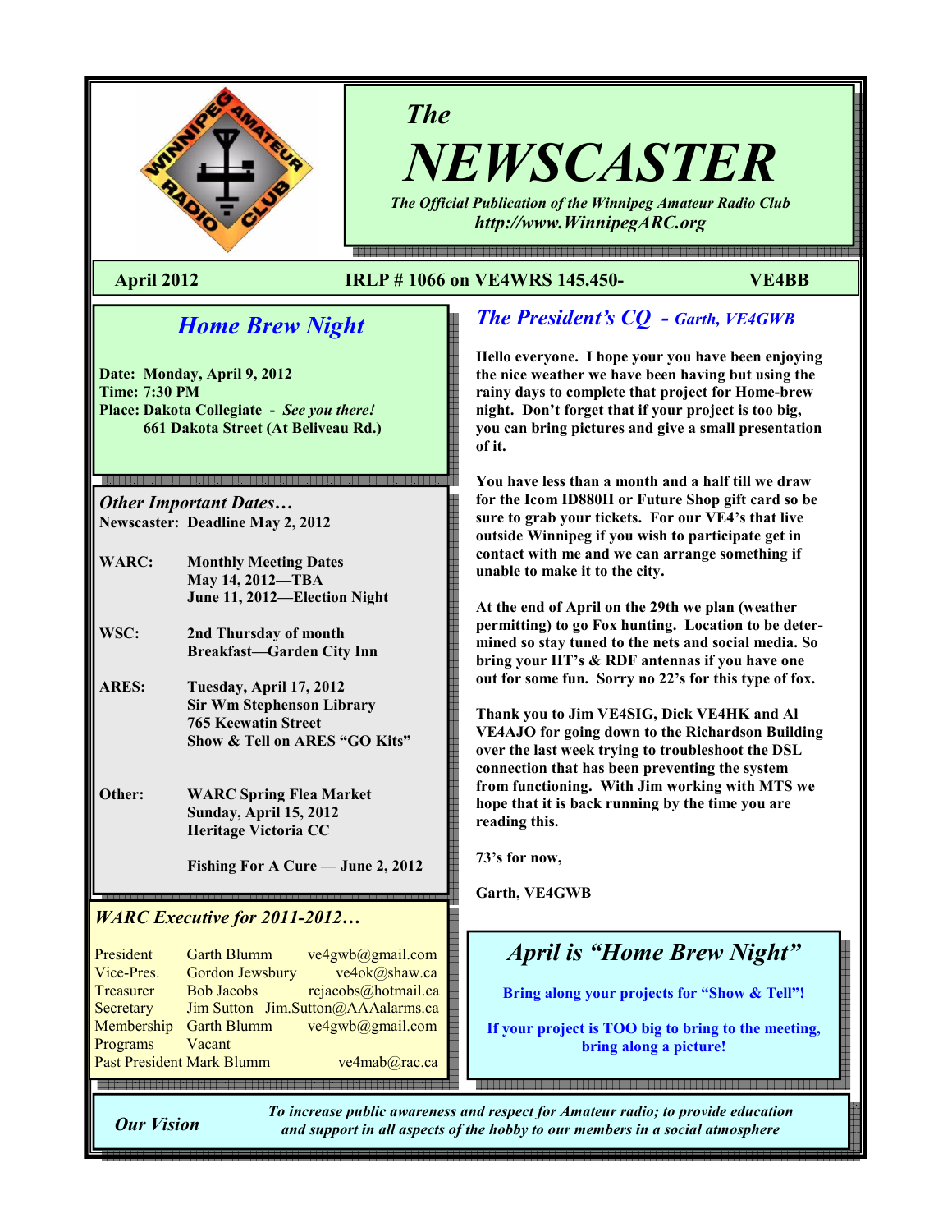# The NEWSCASTER

*The Official Publication of the Winnipeg Amateur Radio Club*
*http://www.WinnipegARC.org*

**April 2012** **IRLP # 1066 on VE4WRS 145.450-** **VE4BB**

## Home Brew Night

**Date:** Monday, April 9, 2012
**Time:** 7:30 PM
**Place:** Dakota Collegiate - *See you there!*
661 Dakota Street (At Beliveau Rd.)

### *Other Important Dates…*

**Newscaster:** Deadline May 2, 2012

**WARC:** Monthly Meeting Dates
May 14, 2012—TBA
June 11, 2012—Election Night

**WSC:** 2nd Thursday of month
Breakfast—Garden City Inn

**ARES:** Tuesday, April 17, 2012
Sir Wm Stephenson Library
765 Keewatin Street
Show & Tell on ARES "GO Kits"

**Other:** WARC Spring Flea Market
Sunday, April 15, 2012
Heritage Victoria CC

Fishing For A Cure — June 2, 2012

### *WARC Executive for 2011-2012…*

| | | |
|---|---|---|
| President | Garth Blumm | ve4gwb@gmail.com |
| Vice-Pres. | Gordon Jewsbury | ve4ok@shaw.ca |
| Treasurer | Bob Jacobs | rcjacobs@hotmail.ca |
| Secretary | Jim Sutton | Jim.Sutton@AAAalarms.ca |
| Membership | Garth Blumm | ve4gwb@gmail.com |
| Programs | Vacant | |
| Past President | Mark Blumm | ve4mab@rac.ca |

## *The President's CQ - Garth, VE4GWB*

Hello everyone. I hope your you have been enjoying the nice weather we have been having but using the rainy days to complete that project for Home-brew night. Don't forget that if your project is too big, you can bring pictures and give a small presentation of it.

You have less than a month and a half till we draw for the Icom ID880H or Future Shop gift card so be sure to grab your tickets. For our VE4's that live outside Winnipeg if you wish to participate get in contact with me and we can arrange something if unable to make it to the city.

At the end of April on the 29th we plan (weather permitting) to go Fox hunting. Location to be determined so stay tuned to the nets and social media. So bring your HT's & RDF antennas if you have one out for some fun. Sorry no 22's for this type of fox.

Thank you to Jim VE4SIG, Dick VE4HK and Al VE4AJO for going down to the Richardson Building over the last week trying to troubleshoot the DSL connection that has been preventing the system from functioning. With Jim working with MTS we hope that it is back running by the time you are reading this.

73's for now,

Garth, VE4GWB

## *April is "Home Brew Night"*

**Bring along your projects for "Show & Tell"!**

**If your project is TOO big to bring to the meeting, bring along a picture!**

***Our Vision*** *To increase public awareness and respect for Amateur radio; to provide education and support in all aspects of the hobby to our members in a social atmosphere*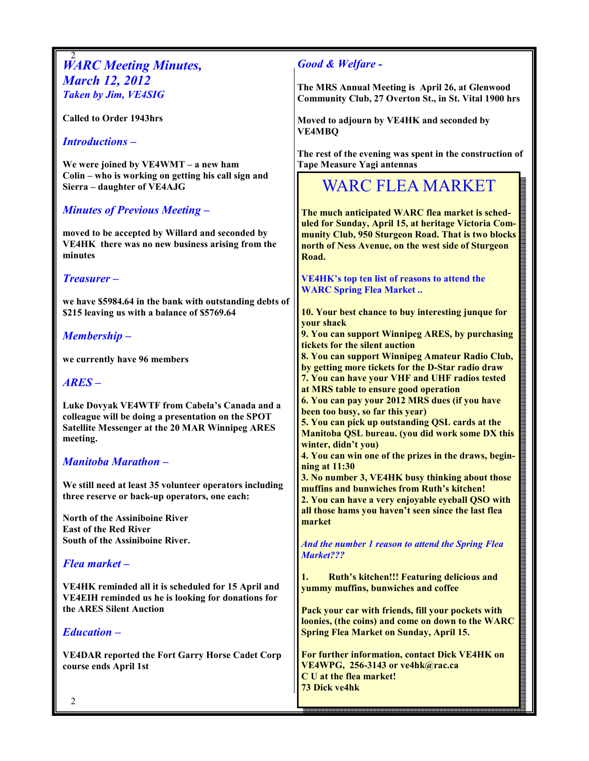## WARC Meeting Minutes, March 12, 2012

*Taken by Jim, VE4SIG*

**Called to Order 1943hrs**

### Introductions –

**We were joined by VE4WMT – a new ham Colin – who is working on getting his call sign and Sierra – daughter of VE4AJG**

### Minutes of Previous Meeting –

**moved to be accepted by Willard and seconded by VE4HK there was no new business arising from the minutes**

### Treasurer –

**we have $5984.64 in the bank with outstanding debts of $215 leaving us with a balance of $5769.64**

### Membership –

**we currently have 96 members**

### ARES –

**Luke Dovyak VE4WTF from Cabela's Canada and a colleague will be doing a presentation on the SPOT Satellite Messenger at the 20 MAR Winnipeg ARES meeting.**

### Manitoba Marathon –

**We still need at least 35 volunteer operators including three reserve or back-up operators, one each:**

**North of the Assiniboine River**
**East of the Red River**
**South of the Assiniboine River.**

### Flea market –

**VE4HK reminded all it is scheduled for 15 April and VE4EIH reminded us he is looking for donations for the ARES Silent Auction**

### Education –

**VE4DAR reported the Fort Garry Horse Cadet Corp course ends April 1st**

### Good & Welfare -

**The MRS Annual Meeting is April 26, at Glenwood Community Club, 27 Overton St., in St. Vital 1900 hrs**

**Moved to adjourn by VE4HK and seconded by VE4MBQ**

**The rest of the evening was spent in the construction of Tape Measure Yagi antennas**

## WARC FLEA MARKET

**The much anticipated WARC flea market is scheduled for Sunday, April 15, at heritage Victoria Community Club, 950 Sturgeon Road. That is two blocks north of Ness Avenue, on the west side of Sturgeon Road.**

**VE4HK's top ten list of reasons to attend the WARC Spring Flea Market ..**

**10. Your best chance to buy interesting junque for your shack**
**9. You can support Winnipeg ARES, by purchasing tickets for the silent auction**
**8. You can support Winnipeg Amateur Radio Club, by getting more tickets for the D-Star radio draw**
**7. You can have your VHF and UHF radios tested at MRS table to ensure good operation**
**6. You can pay your 2012 MRS dues (if you have been too busy, so far this year)**
**5. You can pick up outstanding QSL cards at the Manitoba QSL bureau. (you did work some DX this winter, didn't you)**
**4. You can win one of the prizes in the draws, beginning at 11:30**
**3. No number 3, VE4HK busy thinking about those muffins and bunwiches from Ruth's kitchen!**
**2. You can have a very enjoyable eyeball QSO with all those hams you haven't seen since the last flea market**

***And the number 1 reason to attend the Spring Flea Market???***

**1. Ruth's kitchen!!! Featuring delicious and yummy muffins, bunwiches and coffee**

**Pack your car with friends, fill your pockets with loonies, (the coins) and come on down to the WARC Spring Flea Market on Sunday, April 15.**

**For further information, contact Dick VE4HK on VE4WPG, 256-3143 or ve4hk@rac.ca**
**C U at the flea market!**
**73 Dick ve4hk**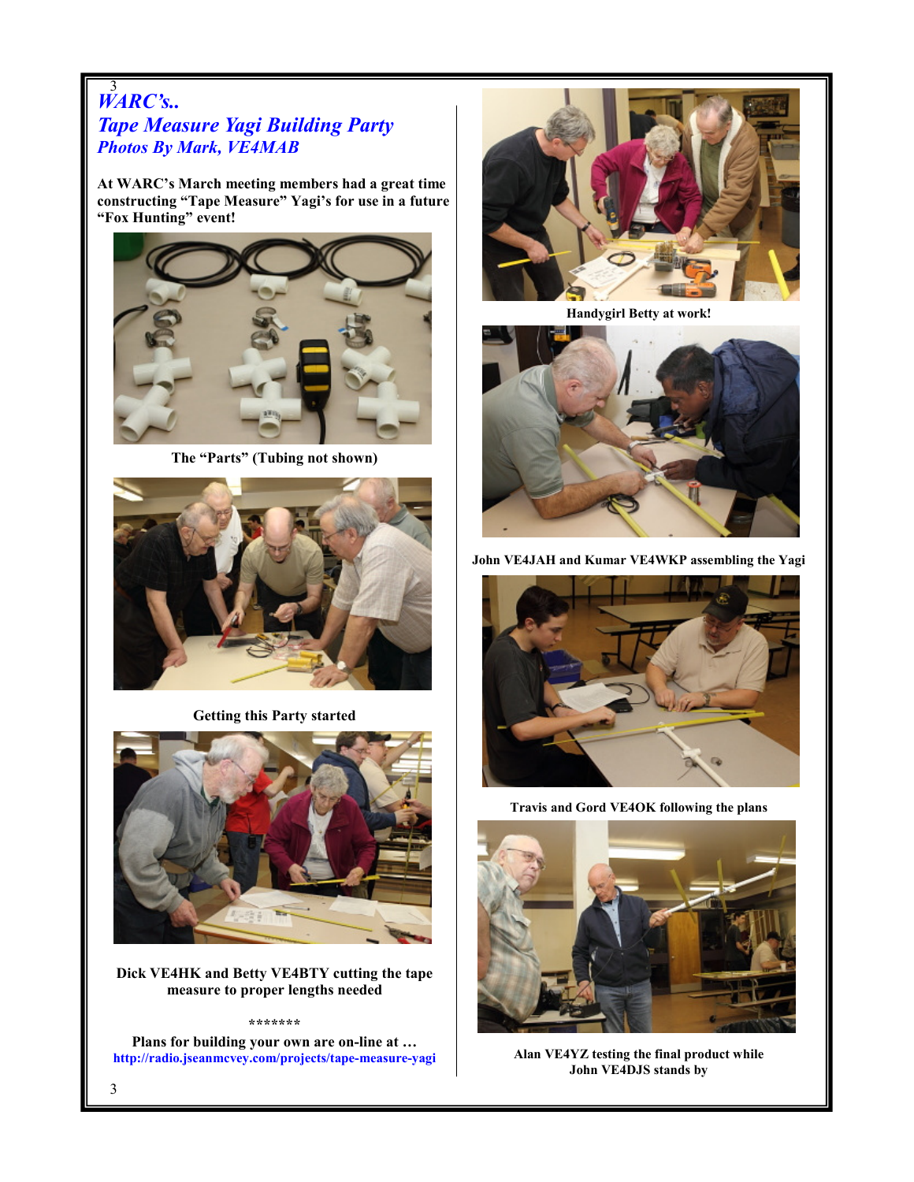# *WARC's..*

## *Tape Measure Yagi Building Party*

### *Photos By Mark, VE4MAB*

**At WARC's March meeting members had a great time constructing "Tape Measure" Yagi's for use in a future "Fox Hunting" event!**

**The "Parts" (Tubing not shown)**

**Getting this Party started**

**Dick VE4HK and Betty VE4BTY cutting the tape measure to proper lengths needed**

**\*\*\*\*\*\*\***

**Plans for building your own are on-line at …**
**http://radio.jseanmcvey.com/projects/tape-measure-yagi**

**Handygirl Betty at work!**

**John VE4JAH and Kumar VE4WKP assembling the Yagi**

**Travis and Gord VE4OK following the plans**

**Alan VE4YZ testing the final product while John VE4DJS stands by**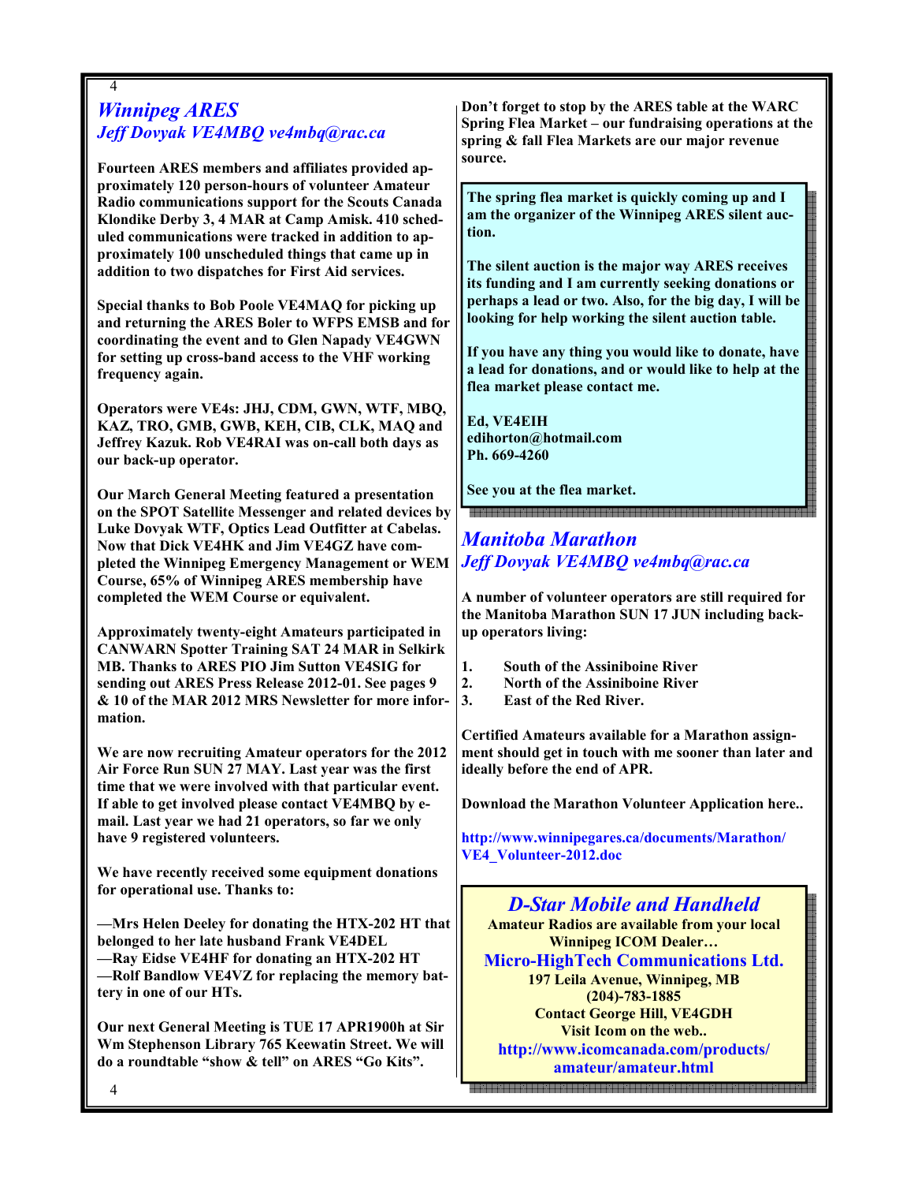## Winnipeg ARES

### *Jeff Dovyak VE4MBQ ve4mbq@rac.ca*

**Fourteen ARES members and affiliates provided approximately 120 person-hours of volunteer Amateur Radio communications support for the Scouts Canada Klondike Derby 3, 4 MAR at Camp Amisk. 410 scheduled communications were tracked in addition to approximately 100 unscheduled things that came up in addition to two dispatches for First Aid services.**

**Special thanks to Bob Poole VE4MAQ for picking up and returning the ARES Boler to WFPS EMSB and for coordinating the event and to Glen Napady VE4GWN for setting up cross-band access to the VHF working frequency again.**

**Operators were VE4s: JHJ, CDM, GWN, WTF, MBQ, KAZ, TRO, GMB, GWB, KEH, CIB, CLK, MAQ and Jeffrey Kazuk. Rob VE4RAI was on-call both days as our back-up operator.**

**Our March General Meeting featured a presentation on the SPOT Satellite Messenger and related devices by Luke Dovyak WTF, Optics Lead Outfitter at Cabelas. Now that Dick VE4HK and Jim VE4GZ have completed the Winnipeg Emergency Management or WEM Course, 65% of Winnipeg ARES membership have completed the WEM Course or equivalent.**

**Approximately twenty-eight Amateurs participated in CANWARN Spotter Training SAT 24 MAR in Selkirk MB. Thanks to ARES PIO Jim Sutton VE4SIG for sending out ARES Press Release 2012-01. See pages 9 & 10 of the MAR 2012 MRS Newsletter for more information.**

**We are now recruiting Amateur operators for the 2012 Air Force Run SUN 27 MAY. Last year was the first time that we were involved with that particular event. If able to get involved please contact VE4MBQ by e-mail. Last year we had 21 operators, so far we only have 9 registered volunteers.**

**We have recently received some equipment donations for operational use. Thanks to:**

**—Mrs Helen Deeley for donating the HTX-202 HT that belonged to her late husband Frank VE4DEL**
**—Ray Eidse VE4HF for donating an HTX-202 HT**
**—Rolf Bandlow VE4VZ for replacing the memory battery in one of our HTs.**

**Our next General Meeting is TUE 17 APR1900h at Sir Wm Stephenson Library 765 Keewatin Street. We will do a roundtable "show & tell" on ARES "Go Kits".**

**Don't forget to stop by the ARES table at the WARC Spring Flea Market – our fundraising operations at the spring & fall Flea Markets are our major revenue source.**

**The spring flea market is quickly coming up and I am the organizer of the Winnipeg ARES silent auction.**

**The silent auction is the major way ARES receives its funding and I am currently seeking donations or perhaps a lead or two. Also, for the big day, I will be looking for help working the silent auction table.**

**If you have any thing you would like to donate, have a lead for donations, and or would like to help at the flea market please contact me.**

**Ed, VE4EIH**
**edihorton@hotmail.com**
**Ph. 669-4260**

**See you at the flea market.**

## Manitoba Marathon

### *Jeff Dovyak VE4MBQ ve4mbq@rac.ca*

**A number of volunteer operators are still required for the Manitoba Marathon SUN 17 JUN including back-up operators living:**

1. **South of the Assiniboine River**
2. **North of the Assiniboine River**
3. **East of the Red River.**

**Certified Amateurs available for a Marathon assignment should get in touch with me sooner than later and ideally before the end of APR.**

**Download the Marathon Volunteer Application here..**

**http://www.winnipegares.ca/documents/Marathon/VE4_Volunteer-2012.doc**

## *D-Star Mobile and Handheld*

**Amateur Radios are available from your local Winnipeg ICOM Dealer…**

**Micro-HighTech Communications Ltd.**

**197 Leila Avenue, Winnipeg, MB**
**(204)-783-1885**
**Contact George Hill, VE4GDH**
**Visit Icom on the web..**
**http://www.icomcanada.com/products/amateur/amateur.html**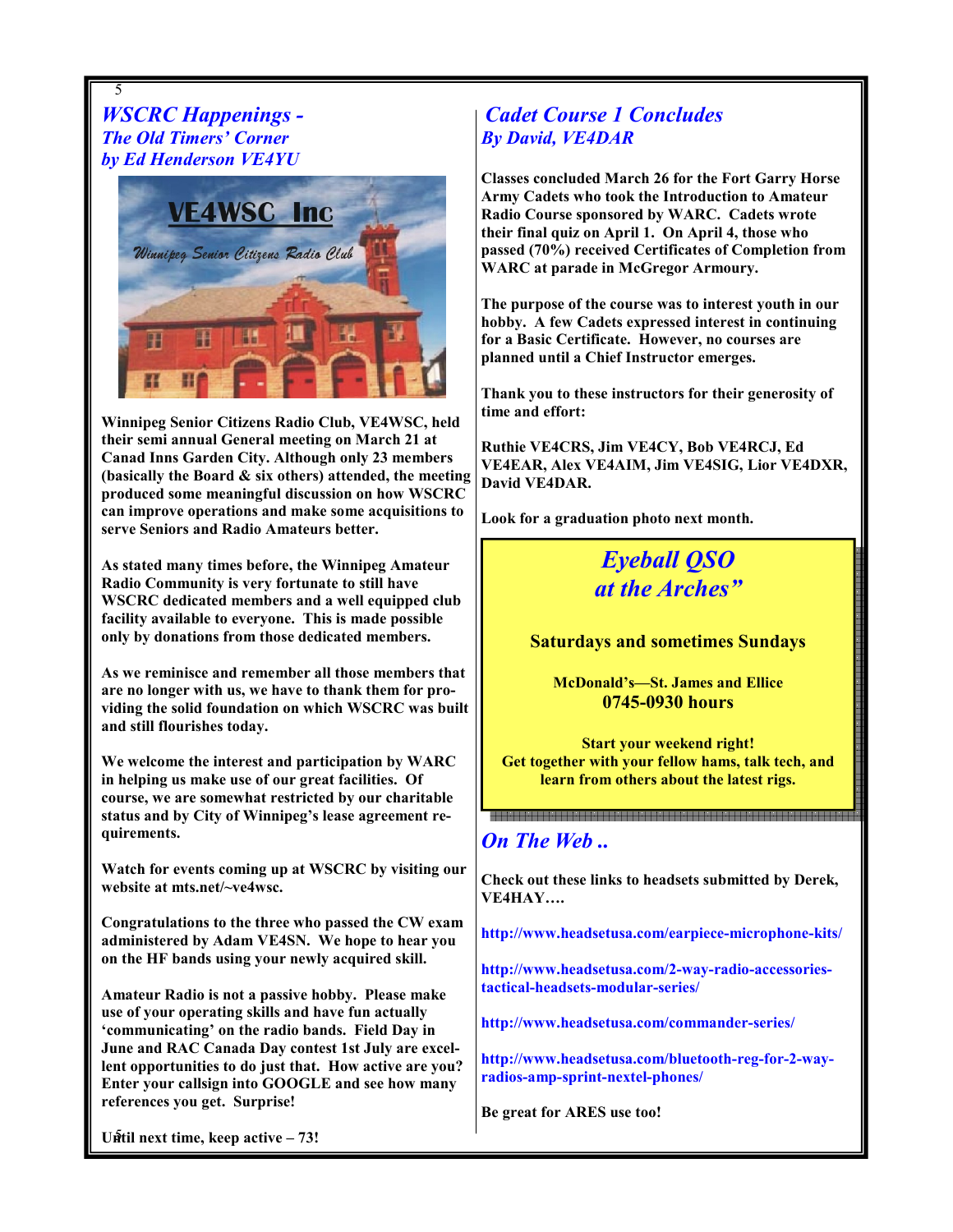## *WSCRC Happenings - The Old Timers' Corner by Ed Henderson VE4YU*

**Winnipeg Senior Citizens Radio Club, VE4WSC, held their semi annual General meeting on March 21 at Canad Inns Garden City. Although only 23 members (basically the Board & six others) attended, the meeting produced some meaningful discussion on how WSCRC can improve operations and make some acquisitions to serve Seniors and Radio Amateurs better.**

**As stated many times before, the Winnipeg Amateur Radio Community is very fortunate to still have WSCRC dedicated members and a well equipped club facility available to everyone. This is made possible only by donations from those dedicated members.**

**As we reminisce and remember all those members that are no longer with us, we have to thank them for providing the solid foundation on which WSCRC was built and still flourishes today.**

**We welcome the interest and participation by WARC in helping us make use of our great facilities. Of course, we are somewhat restricted by our charitable status and by City of Winnipeg's lease agreement requirements.**

**Watch for events coming up at WSCRC by visiting our website at mts.net/~ve4wsc.**

**Congratulations to the three who passed the CW exam administered by Adam VE4SN. We hope to hear you on the HF bands using your newly acquired skill.**

**Amateur Radio is not a passive hobby. Please make use of your operating skills and have fun actually 'communicating' on the radio bands. Field Day in June and RAC Canada Day contest 1st July are excellent opportunities to do just that. How active are you? Enter your callsign into GOOGLE and see how many references you get. Surprise!**

**Until next time, keep active – 73!**

## *Cadet Course 1 Concludes By David, VE4DAR*

**Classes concluded March 26 for the Fort Garry Horse Army Cadets who took the Introduction to Amateur Radio Course sponsored by WARC. Cadets wrote their final quiz on April 1. On April 4, those who passed (70%) received Certificates of Completion from WARC at parade in McGregor Armoury.**

**The purpose of the course was to interest youth in our hobby. A few Cadets expressed interest in continuing for a Basic Certificate. However, no courses are planned until a Chief Instructor emerges.**

**Thank you to these instructors for their generosity of time and effort:**

**Ruthie VE4CRS, Jim VE4CY, Bob VE4RCJ, Ed VE4EAR, Alex VE4AIM, Jim VE4SIG, Lior VE4DXR, David VE4DAR.**

**Look for a graduation photo next month.**

## *Eyeball QSO at the Arches"*

**Saturdays and sometimes Sundays**

**McDonald's—St. James and Ellice**
**0745-0930 hours**

**Start your weekend right!**
**Get together with your fellow hams, talk tech, and learn from others about the latest rigs.**

## *On The Web ..*

**Check out these links to headsets submitted by Derek, VE4HAY….**

**http://www.headsetusa.com/earpiece-microphone-kits/**

**http://www.headsetusa.com/2-way-radio-accessories-tactical-headsets-modular-series/**

**http://www.headsetusa.com/commander-series/**

**http://www.headsetusa.com/bluetooth-reg-for-2-way-radios-amp-sprint-nextel-phones/**

**Be great for ARES use too!**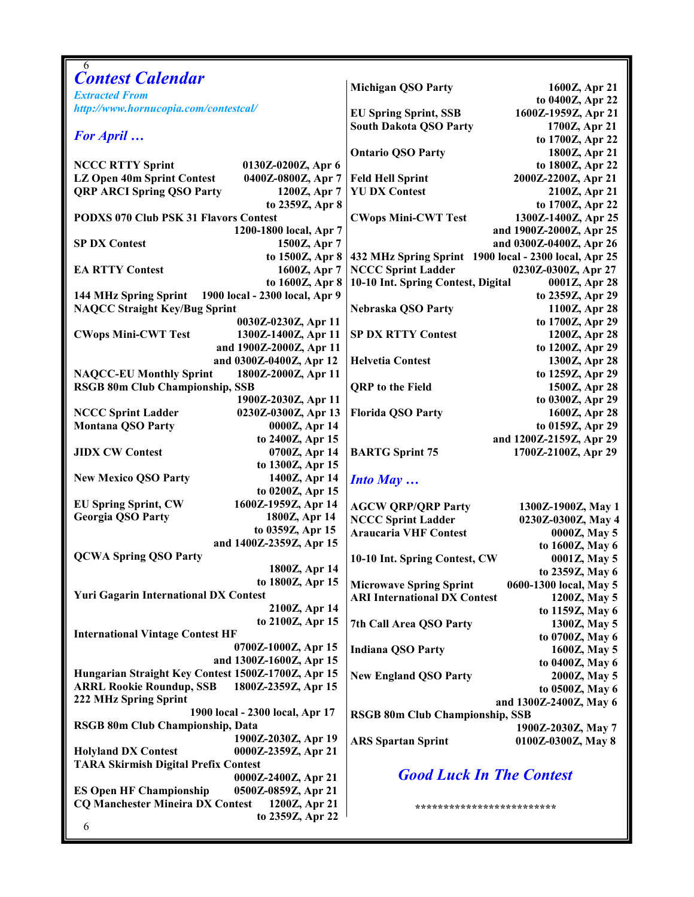# Contest Calendar

***Extracted From***
***http://www.hornucopia.com/contestcal/***

## *For April …*

| Contest | Time |
|---|---|
| **NCCC RTTY Sprint** | **0130Z-0200Z, Apr 6** |
| **LZ Open 40m Sprint Contest** | **0400Z-0800Z, Apr 7** |
| **QRP ARCI Spring QSO Party** | **1200Z, Apr 7 to 2359Z, Apr 8** |
| **PODXS 070 Club PSK 31 Flavors Contest** | **1200-1800 local, Apr 7** |
| **SP DX Contest** | **1500Z, Apr 7 to 1500Z, Apr 8** |
| **EA RTTY Contest** | **1600Z, Apr 7 to 1600Z, Apr 8** |
| **144 MHz Spring Sprint** | **1900 local - 2300 local, Apr 9** |
| **NAQCC Straight Key/Bug Sprint** | **0030Z-0230Z, Apr 11** |
| **CWops Mini-CWT Test** | **1300Z-1400Z, Apr 11 and 1900Z-2000Z, Apr 11 and 0300Z-0400Z, Apr 12** |
| **NAQCC-EU Monthly Sprint** | **1800Z-2000Z, Apr 11** |
| **RSGB 80m Club Championship, SSB** | **1900Z-2030Z, Apr 11** |
| **NCCC Sprint Ladder** | **0230Z-0300Z, Apr 13** |
| **Montana QSO Party** | **0000Z, Apr 14 to 2400Z, Apr 15** |
| **JIDX CW Contest** | **0700Z, Apr 14 to 1300Z, Apr 15** |
| **New Mexico QSO Party** | **1400Z, Apr 14 to 0200Z, Apr 15** |
| **EU Spring Sprint, CW** | **1600Z-1959Z, Apr 14** |
| **Georgia QSO Party** | **1800Z, Apr 14 to 0359Z, Apr 15 and 1400Z-2359Z, Apr 15** |
| **QCWA Spring QSO Party** | **1800Z, Apr 14 to 1800Z, Apr 15** |
| **Yuri Gagarin International DX Contest** | **2100Z, Apr 14 to 2100Z, Apr 15** |
| **International Vintage Contest HF** | **0700Z-1000Z, Apr 15 and 1300Z-1600Z, Apr 15** |
| **Hungarian Straight Key Contest** | **1500Z-1700Z, Apr 15** |
| **ARRL Rookie Roundup, SSB** | **1800Z-2359Z, Apr 15** |
| **222 MHz Spring Sprint** | **1900 local - 2300 local, Apr 17** |
| **RSGB 80m Club Championship, Data** | **1900Z-2030Z, Apr 19** |
| **Holyland DX Contest** | **0000Z-2359Z, Apr 21** |
| **TARA Skirmish Digital Prefix Contest** | **0000Z-2400Z, Apr 21** |
| **ES Open HF Championship** | **0500Z-0859Z, Apr 21** |
| **CQ Manchester Mineira DX Contest** | **1200Z, Apr 21 to 2359Z, Apr 22** |
| **Michigan QSO Party** | **1600Z, Apr 21 to 0400Z, Apr 22** |
| **EU Spring Sprint, SSB** | **1600Z-1959Z, Apr 21** |
| **South Dakota QSO Party** | **1700Z, Apr 21 to 1700Z, Apr 22** |
| **Ontario QSO Party** | **1800Z, Apr 21 to 1800Z, Apr 22** |
| **Feld Hell Sprint** | **2000Z-2200Z, Apr 21** |
| **YU DX Contest** | **2100Z, Apr 21 to 1700Z, Apr 22** |
| **CWops Mini-CWT Test** | **1300Z-1400Z, Apr 25 and 1900Z-2000Z, Apr 25 and 0300Z-0400Z, Apr 26** |
| **432 MHz Spring Sprint** | **1900 local - 2300 local, Apr 25** |
| **NCCC Sprint Ladder** | **0230Z-0300Z, Apr 27** |
| **10-10 Int. Spring Contest, Digital** | **0001Z, Apr 28 to 2359Z, Apr 29** |
| **Nebraska QSO Party** | **1100Z, Apr 28 to 1700Z, Apr 29** |
| **SP DX RTTY Contest** | **1200Z, Apr 28 to 1200Z, Apr 29** |
| **Helvetia Contest** | **1300Z, Apr 28 to 1259Z, Apr 29** |
| **QRP to the Field** | **1500Z, Apr 28 to 0300Z, Apr 29** |
| **Florida QSO Party** | **1600Z, Apr 28 to 0159Z, Apr 29 and 1200Z-2159Z, Apr 29** |
| **BARTG Sprint 75** | **1700Z-2100Z, Apr 29** |

## *Into May …*

| Contest | Time |
|---|---|
| **AGCW QRP/QRP Party** | **1300Z-1900Z, May 1** |
| **NCCC Sprint Ladder** | **0230Z-0300Z, May 4** |
| **Araucaria VHF Contest** | **0000Z, May 5 to 1600Z, May 6** |
| **10-10 Int. Spring Contest, CW** | **0001Z, May 5 to 2359Z, May 6** |
| **Microwave Spring Sprint** | **0600-1300 local, May 5** |
| **ARI International DX Contest** | **1200Z, May 5 to 1159Z, May 6** |
| **7th Call Area QSO Party** | **1300Z, May 5 to 0700Z, May 6** |
| **Indiana QSO Party** | **1600Z, May 5 to 0400Z, May 6** |
| **New England QSO Party** | **2000Z, May 5 to 0500Z, May 6 and 1300Z-2400Z, May 6** |
| **RSGB 80m Club Championship, SSB** | **1900Z-2030Z, May 7** |
| **ARS Spartan Sprint** | **0100Z-0300Z, May 8** |

## *Good Luck In The Contest*

************************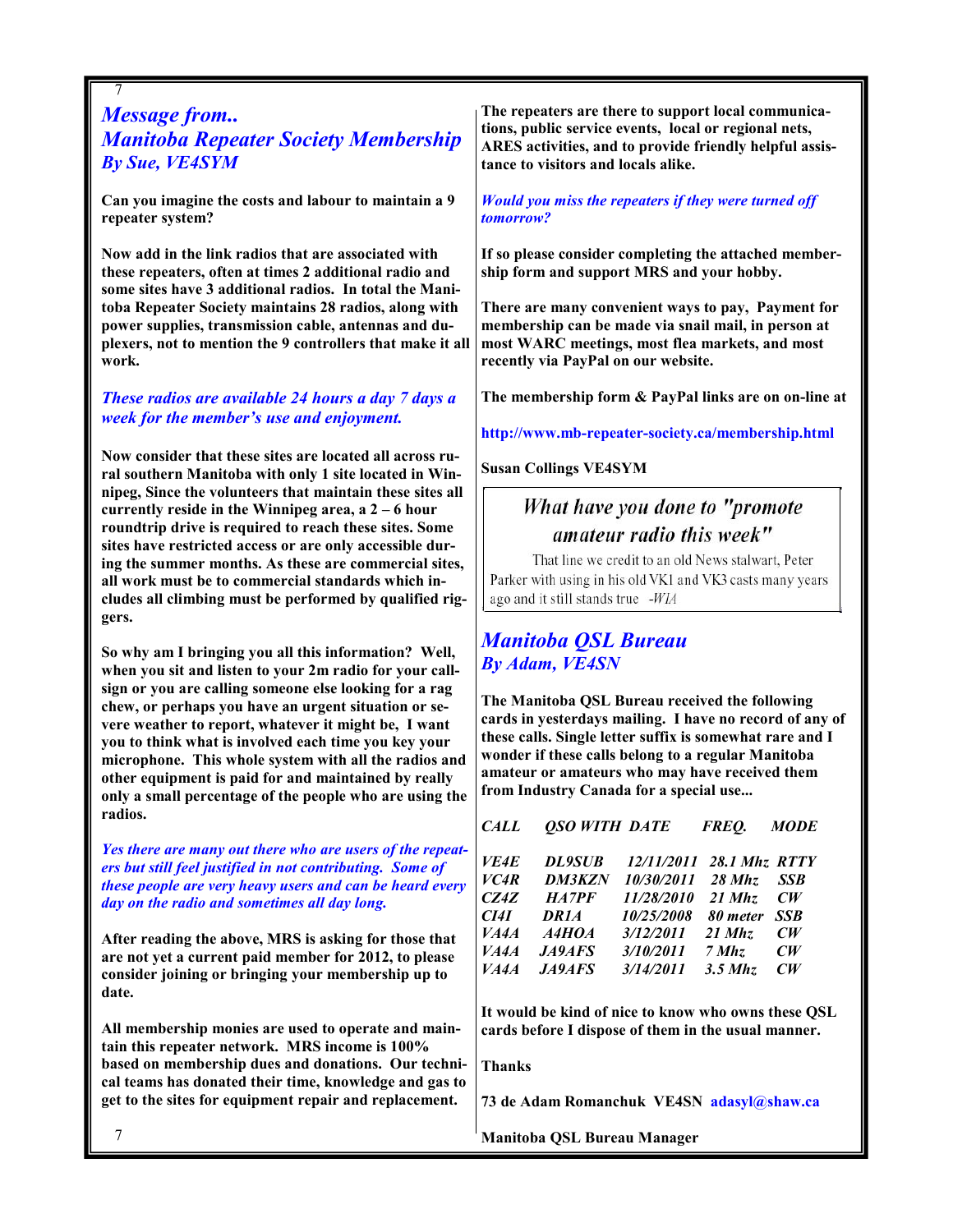## *Message from..*
## *Manitoba Repeater Society Membership*
### *By Sue, VE4SYM*

**Can you imagine the costs and labour to maintain a 9 repeater system?**

**Now add in the link radios that are associated with these repeaters, often at times 2 additional radio and some sites have 3 additional radios. In total the Manitoba Repeater Society maintains 28 radios, along with power supplies, transmission cable, antennas and duplexers, not to mention the 9 controllers that make it all work.**

***These radios are available 24 hours a day 7 days a week for the member's use and enjoyment.***

**Now consider that these sites are located all across rural southern Manitoba with only 1 site located in Winnipeg, Since the volunteers that maintain these sites all currently reside in the Winnipeg area, a 2 – 6 hour roundtrip drive is required to reach these sites. Some sites have restricted access or are only accessible during the summer months. As these are commercial sites, all work must be to commercial standards which includes all climbing must be performed by qualified riggers.**

**So why am I bringing you all this information? Well, when you sit and listen to your 2m radio for your callsign or you are calling someone else looking for a rag chew, or perhaps you have an urgent situation or severe weather to report, whatever it might be, I want you to think what is involved each time you key your microphone. This whole system with all the radios and other equipment is paid for and maintained by really only a small percentage of the people who are using the radios.**

***Yes there are many out there who are users of the repeaters but still feel justified in not contributing. Some of these people are very heavy users and can be heard every day on the radio and sometimes all day long.***

**After reading the above, MRS is asking for those that are not yet a current paid member for 2012, to please consider joining or bringing your membership up to date.**

**All membership monies are used to operate and maintain this repeater network. MRS income is 100% based on membership dues and donations. Our technical teams has donated their time, knowledge and gas to get to the sites for equipment repair and replacement.**

**The repeaters are there to support local communications, public service events, local or regional nets, ARES activities, and to provide friendly helpful assistance to visitors and locals alike.**

***Would you miss the repeaters if they were turned off tomorrow?***

**If so please consider completing the attached membership form and support MRS and your hobby.**

**There are many convenient ways to pay, Payment for membership can be made via snail mail, in person at most WARC meetings, most flea markets, and most recently via PayPal on our website.**

**The membership form & PayPal links are on on-line at**

**http://www.mb-repeater-society.ca/membership.html**

**Susan Collings VE4SYM**

> What have you done to "promote amateur radio this week"
>
> That line we credit to an old News stalwart, Peter Parker with using in his old VK1 and VK3 casts many years ago and it still stands true -*WIA*

## *Manitoba QSL Bureau*
### *By Adam, VE4SN*

**The Manitoba QSL Bureau received the following cards in yesterdays mailing. I have no record of any of these calls. Single letter suffix is somewhat rare and I wonder if these calls belong to a regular Manitoba amateur or amateurs who may have received them from Industry Canada for a special use...**

| *CALL* | *QSO WITH* | *DATE* | *FREQ.* | *MODE* |
|---|---|---|---|---|
| *VE4E* | *DL9SUB* | *12/11/2011* | *28.1 Mhz* | *RTTY* |
| *VC4R* | *DM3KZN* | *10/30/2011* | *28 Mhz* | *SSB* |
| *CZ4Z* | *HA7PF* | *11/28/2010* | *21 Mhz* | *CW* |
| *CI4I* | *DR1A* | *10/25/2008* | *80 meter* | *SSB* |
| *VA4A* | *A4HOA* | *3/12/2011* | *21 Mhz* | *CW* |
| *VA4A* | *JA9AFS* | *3/10/2011* | *7 Mhz* | *CW* |
| *VA4A* | *JA9AFS* | *3/14/2011* | *3.5 Mhz* | *CW* |

**It would be kind of nice to know who owns these QSL cards before I dispose of them in the usual manner.**

**Thanks**

**73 de Adam Romanchuk VE4SN adasyl@shaw.ca**

**Manitoba QSL Bureau Manager**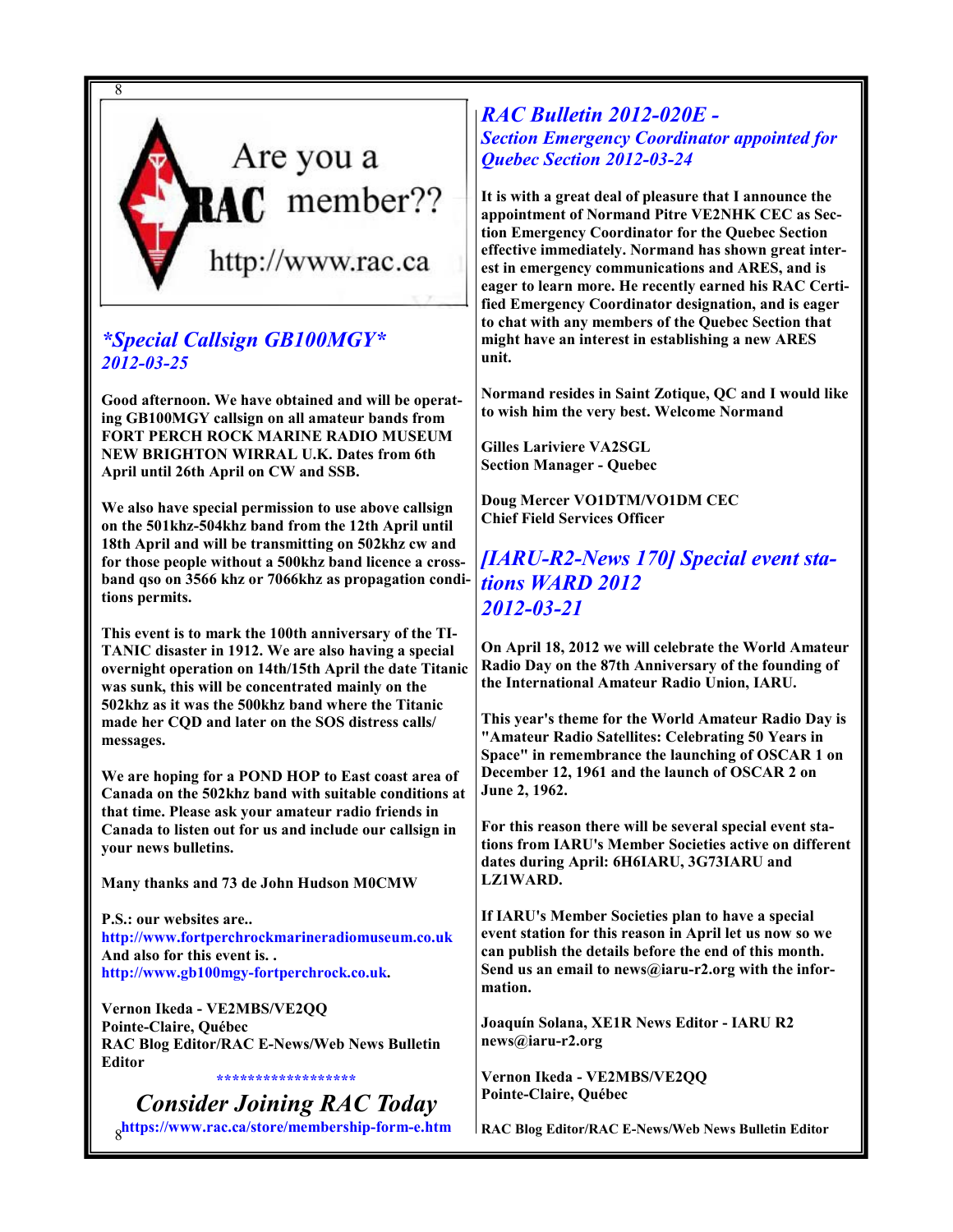Are you a RAC member?? http://www.rac.ca

## *Special Callsign GB100MGY*
*2012-03-25*

**Good afternoon. We have obtained and will be operating GB100MGY callsign on all amateur bands from FORT PERCH ROCK MARINE RADIO MUSEUM NEW BRIGHTON WIRRAL U.K. Dates from 6th April until 26th April on CW and SSB.**

**We also have special permission to use above callsign on the 501khz-504khz band from the 12th April until 18th April and will be transmitting on 502khz cw and for those people without a 500khz band licence a cross-band qso on 3566 khz or 7066khz as propagation conditions permits.**

**This event is to mark the 100th anniversary of the TITANIC disaster in 1912. We are also having a special overnight operation on 14th/15th April the date Titanic was sunk, this will be concentrated mainly on the 502khz as it was the 500khz band where the Titanic made her CQD and later on the SOS distress calls/ messages.**

**We are hoping for a POND HOP to East coast area of Canada on the 502khz band with suitable conditions at that time. Please ask your amateur radio friends in Canada to listen out for us and include our callsign in your news bulletins.**

**Many thanks and 73 de John Hudson M0CMW**

**P.S.: our websites are..**
**http://www.fortperchrockmarineradiomuseum.co.uk**
**And also for this event is. .**
**http://www.gb100mgy-fortperchrock.co.uk.**

**Vernon Ikeda - VE2MBS/VE2QQ**
**Pointe-Claire, Québec**
**RAC Blog Editor/RAC E-News/Web News Bulletin Editor**

******************

## *Consider Joining RAC Today*
**https://www.rac.ca/store/membership-form-e.htm**

## *RAC Bulletin 2012-020E - Section Emergency Coordinator appointed for Quebec Section 2012-03-24*

**It is with a great deal of pleasure that I announce the appointment of Normand Pitre VE2NHK CEC as Section Emergency Coordinator for the Quebec Section effective immediately. Normand has shown great interest in emergency communications and ARES, and is eager to learn more. He recently earned his RAC Certified Emergency Coordinator designation, and is eager to chat with any members of the Quebec Section that might have an interest in establishing a new ARES unit.**

**Normand resides in Saint Zotique, QC and I would like to wish him the very best. Welcome Normand**

**Gilles Lariviere VA2SGL**
**Section Manager - Quebec**

**Doug Mercer VO1DTM/VO1DM CEC**
**Chief Field Services Officer**

## *[IARU-R2-News 170] Special event stations WARD 2012*
*2012-03-21*

**On April 18, 2012 we will celebrate the World Amateur Radio Day on the 87th Anniversary of the founding of the International Amateur Radio Union, IARU.**

**This year's theme for the World Amateur Radio Day is "Amateur Radio Satellites: Celebrating 50 Years in Space" in remembrance the launching of OSCAR 1 on December 12, 1961 and the launch of OSCAR 2 on June 2, 1962.**

**For this reason there will be several special event stations from IARU's Member Societies active on different dates during April: 6H6IARU, 3G73IARU and LZ1WARD.**

**If IARU's Member Societies plan to have a special event station for this reason in April let us now so we can publish the details before the end of this month. Send us an email to news@iaru-r2.org with the information.**

**Joaquín Solana, XE1R News Editor - IARU R2**
**news@iaru-r2.org**

**Vernon Ikeda - VE2MBS/VE2QQ**
**Pointe-Claire, Québec**

**RAC Blog Editor/RAC E-News/Web News Bulletin Editor**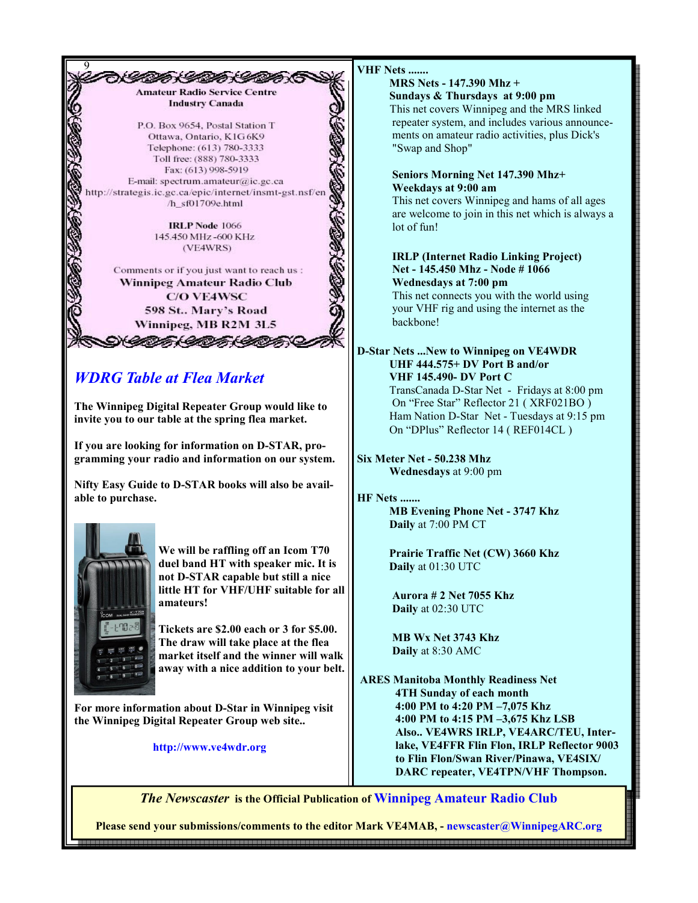**Amateur Radio Service Centre**
**Industry Canada**

P.O. Box 9654, Postal Station T
Ottawa, Ontario, K1G 6K9
Telephone: (613) 780-3333
Toll free: (888) 780-3333
Fax: (613) 998-5919
E-mail: spectrum.amateur@ic.gc.ca
http://strategis.ic.gc.ca/epic/internet/insmt-gst.nsf/en/h_sf01709e.html

**IRLP Node** 1066
145.450 MHz -600 KHz
(VE4WRS)

Comments or if you just want to reach us :
**Winnipeg Amateur Radio Club**
**C/O VE4WSC**
**598 St.. Mary's Road**
**Winnipeg, MB R2M 3L5**

## *WDRG Table at Flea Market*

**The Winnipeg Digital Repeater Group would like to invite you to our table at the spring flea market.**

**If you are looking for information on D-STAR, programming your radio and information on our system.**

**Nifty Easy Guide to D-STAR books will also be available to purchase.**

**We will be raffling off an Icom T70 duel band HT with speaker mic. It is not D-STAR capable but still a nice little HT for VHF/UHF suitable for all amateurs!**

**Tickets are $2.00 each or 3 for $5.00. The draw will take place at the flea market itself and the winner will walk away with a nice addition to your belt.**

**For more information about D-Star in Winnipeg visit the Winnipeg Digital Repeater Group web site..**

**http://www.ve4wdr.org**

**VHF Nets .......**

**MRS Nets - 147.390 Mhz +**
**Sundays & Thursdays at 9:00 pm**
This net covers Winnipeg and the MRS linked repeater system, and includes various announcements on amateur radio activities, plus Dick's "Swap and Shop"

**Seniors Morning Net 147.390 Mhz+**
**Weekdays at 9:00 am**
This net covers Winnipeg and hams of all ages are welcome to join in this net which is always a lot of fun!

**IRLP (Internet Radio Linking Project)**
**Net - 145.450 Mhz - Node # 1066**
**Wednesdays at 7:00 pm**
This net connects you with the world using your VHF rig and using the internet as the backbone!

**D-Star Nets ...New to Winnipeg on VE4WDR**
**UHF 444.575+ DV Port B and/or**
**VHF 145.490- DV Port C**
TransCanada D-Star Net - Fridays at 8:00 pm
On "Free Star" Reflector 21 ( XRF021BO )
Ham Nation D-Star Net - Tuesdays at 9:15 pm
On "DPlus" Reflector 14 ( REF014CL )

**Six Meter Net - 50.238 Mhz**
**Wednesdays** at 9:00 pm

**HF Nets .......**

**MB Evening Phone Net - 3747 Khz**
**Daily** at 7:00 PM CT

**Prairie Traffic Net (CW) 3660 Khz**
**Daily** at 01:30 UTC

**Aurora # 2 Net 7055 Khz**
**Daily** at 02:30 UTC

**MB Wx Net 3743 Khz**
**Daily** at 8:30 AMC

**ARES Manitoba Monthly Readiness Net**
**4TH Sunday of each month**
**4:00 PM to 4:20 PM –7,075 Khz**
**4:00 PM to 4:15 PM –3,675 Khz LSB**
**Also.. VE4WRS IRLP, VE4ARC/TEU, Interlake, VE4FFR Flin Flon, IRLP Reflector 9003 to Flin Flon/Swan River/Pinawa, VE4SIX/ DARC repeater, VE4TPN/VHF Thompson.**

***The Newscaster* is the Official Publication of Winnipeg Amateur Radio Club**

**Please send your submissions/comments to the editor Mark VE4MAB, - newscaster@WinnipegARC.org**